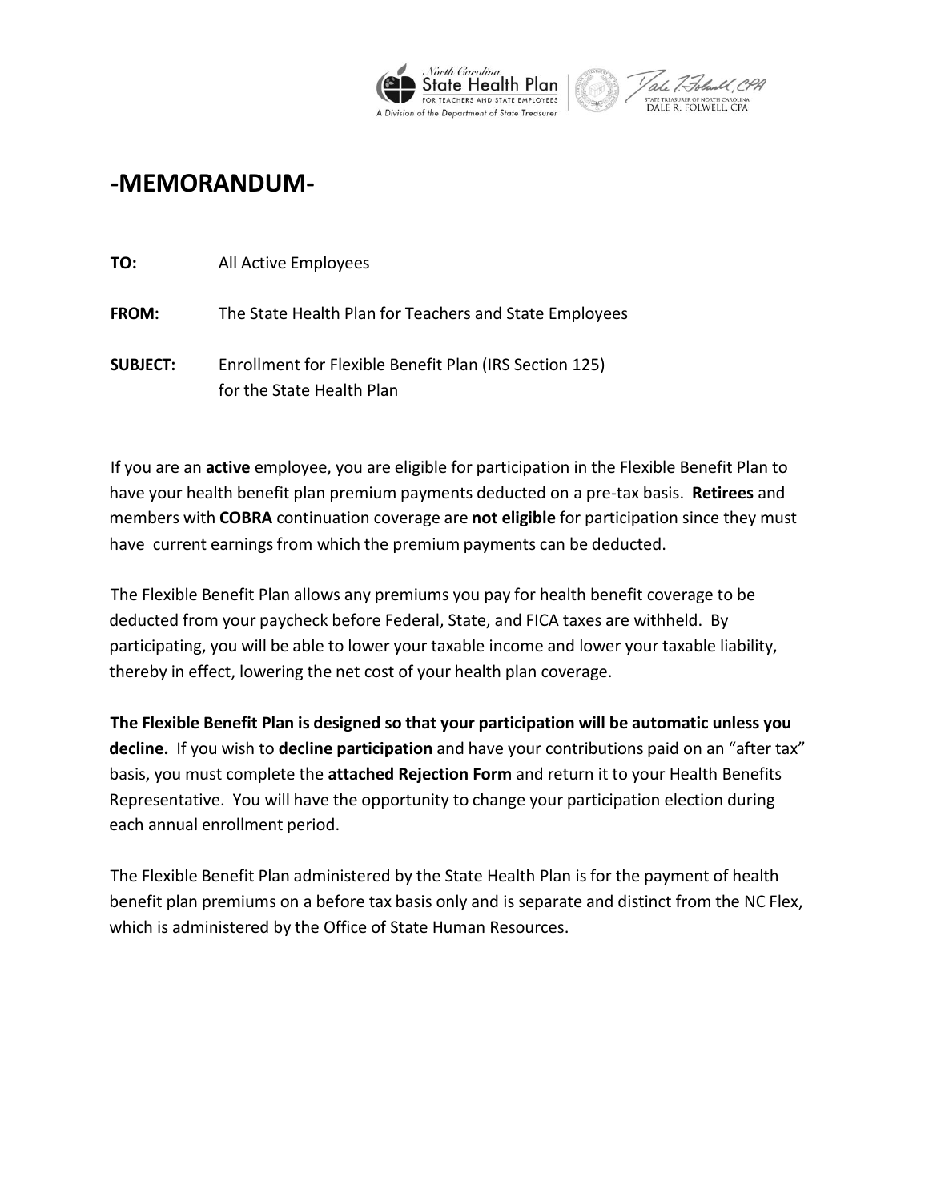North Carolina State Health Plan FOR TEACHERS AND STATE EMPLOYEES
A Division of the Department of State Treasurer

STATE TREASURER OF NORTH CAROLINA DALE R. FOLWELL, CPA

# -MEMORANDUM-

**TO:** All Active Employees

**FROM:** The State Health Plan for Teachers and State Employees

**SUBJECT:** Enrollment for Flexible Benefit Plan (IRS Section 125) for the State Health Plan

If you are an **active** employee, you are eligible for participation in the Flexible Benefit Plan to have your health benefit plan premium payments deducted on a pre-tax basis. **Retirees** and members with **COBRA** continuation coverage are **not eligible** for participation since they must have current earnings from which the premium payments can be deducted.

The Flexible Benefit Plan allows any premiums you pay for health benefit coverage to be deducted from your paycheck before Federal, State, and FICA taxes are withheld. By participating, you will be able to lower your taxable income and lower your taxable liability, thereby in effect, lowering the net cost of your health plan coverage.

**The Flexible Benefit Plan is designed so that your participation will be automatic unless you decline.** If you wish to **decline participation** and have your contributions paid on an "after tax" basis, you must complete the **attached Rejection Form** and return it to your Health Benefits Representative. You will have the opportunity to change your participation election during each annual enrollment period.

The Flexible Benefit Plan administered by the State Health Plan is for the payment of health benefit plan premiums on a before tax basis only and is separate and distinct from the NC Flex, which is administered by the Office of State Human Resources.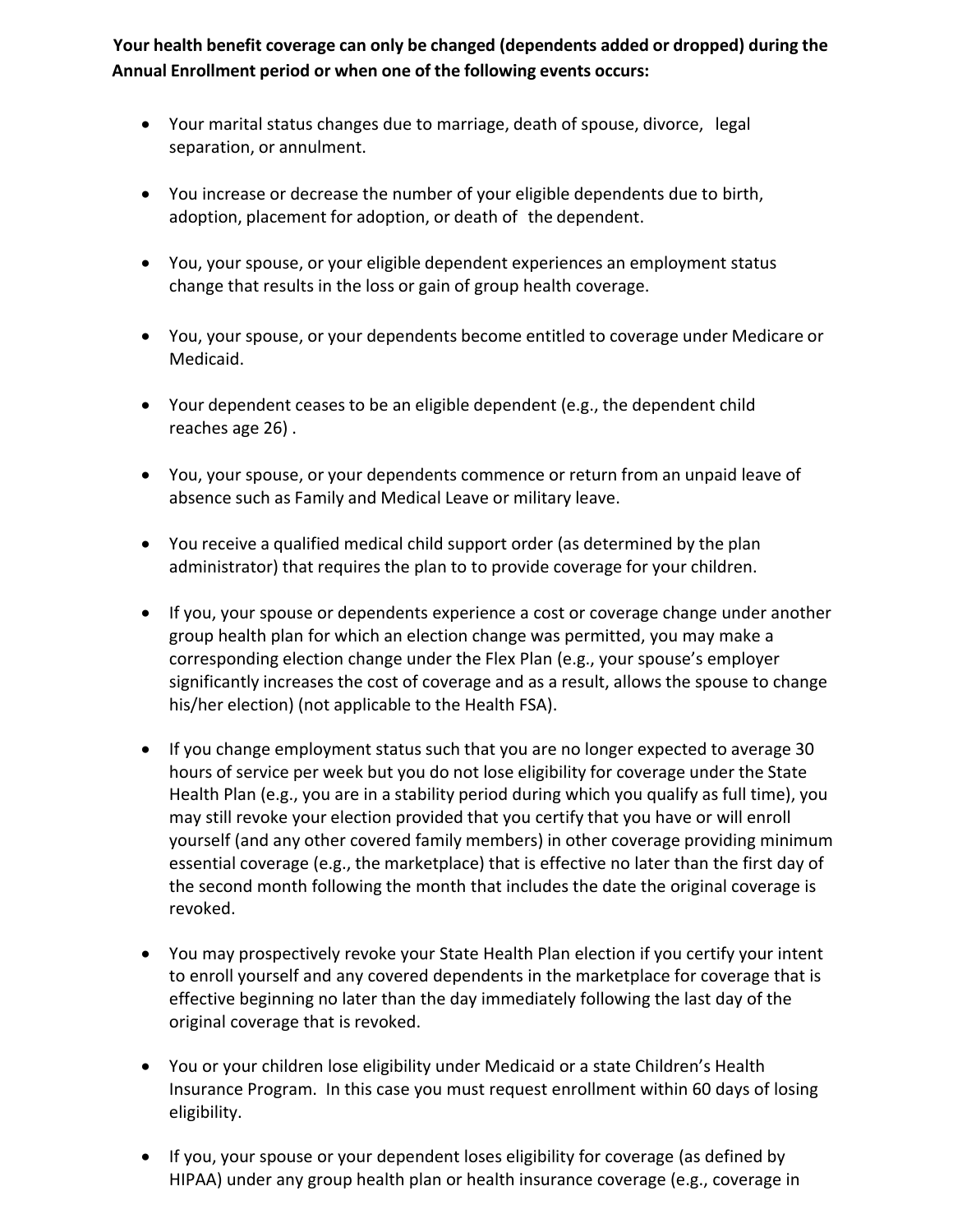**Your health benefit coverage can only be changed (dependents added or dropped) during the Annual Enrollment period or when one of the following events occurs:**

- Your marital status changes due to marriage, death of spouse, divorce, legal separation, or annulment.
- You increase or decrease the number of your eligible dependents due to birth, adoption, placement for adoption, or death of the dependent.
- You, your spouse, or your eligible dependent experiences an employment status change that results in the loss or gain of group health coverage.
- You, your spouse, or your dependents become entitled to coverage under Medicare or Medicaid.
- Your dependent ceases to be an eligible dependent (e.g., the dependent child reaches age 26) .
- You, your spouse, or your dependents commence or return from an unpaid leave of absence such as Family and Medical Leave or military leave.
- You receive a qualified medical child support order (as determined by the plan administrator) that requires the plan to to provide coverage for your children.
- If you, your spouse or dependents experience a cost or coverage change under another group health plan for which an election change was permitted, you may make a corresponding election change under the Flex Plan (e.g., your spouse's employer significantly increases the cost of coverage and as a result, allows the spouse to change his/her election) (not applicable to the Health FSA).
- If you change employment status such that you are no longer expected to average 30 hours of service per week but you do not lose eligibility for coverage under the State Health Plan (e.g., you are in a stability period during which you qualify as full time), you may still revoke your election provided that you certify that you have or will enroll yourself (and any other covered family members) in other coverage providing minimum essential coverage (e.g., the marketplace) that is effective no later than the first day of the second month following the month that includes the date the original coverage is revoked.
- You may prospectively revoke your State Health Plan election if you certify your intent to enroll yourself and any covered dependents in the marketplace for coverage that is effective beginning no later than the day immediately following the last day of the original coverage that is revoked.
- You or your children lose eligibility under Medicaid or a state Children's Health Insurance Program. In this case you must request enrollment within 60 days of losing eligibility.
- If you, your spouse or your dependent loses eligibility for coverage (as defined by HIPAA) under any group health plan or health insurance coverage (e.g., coverage in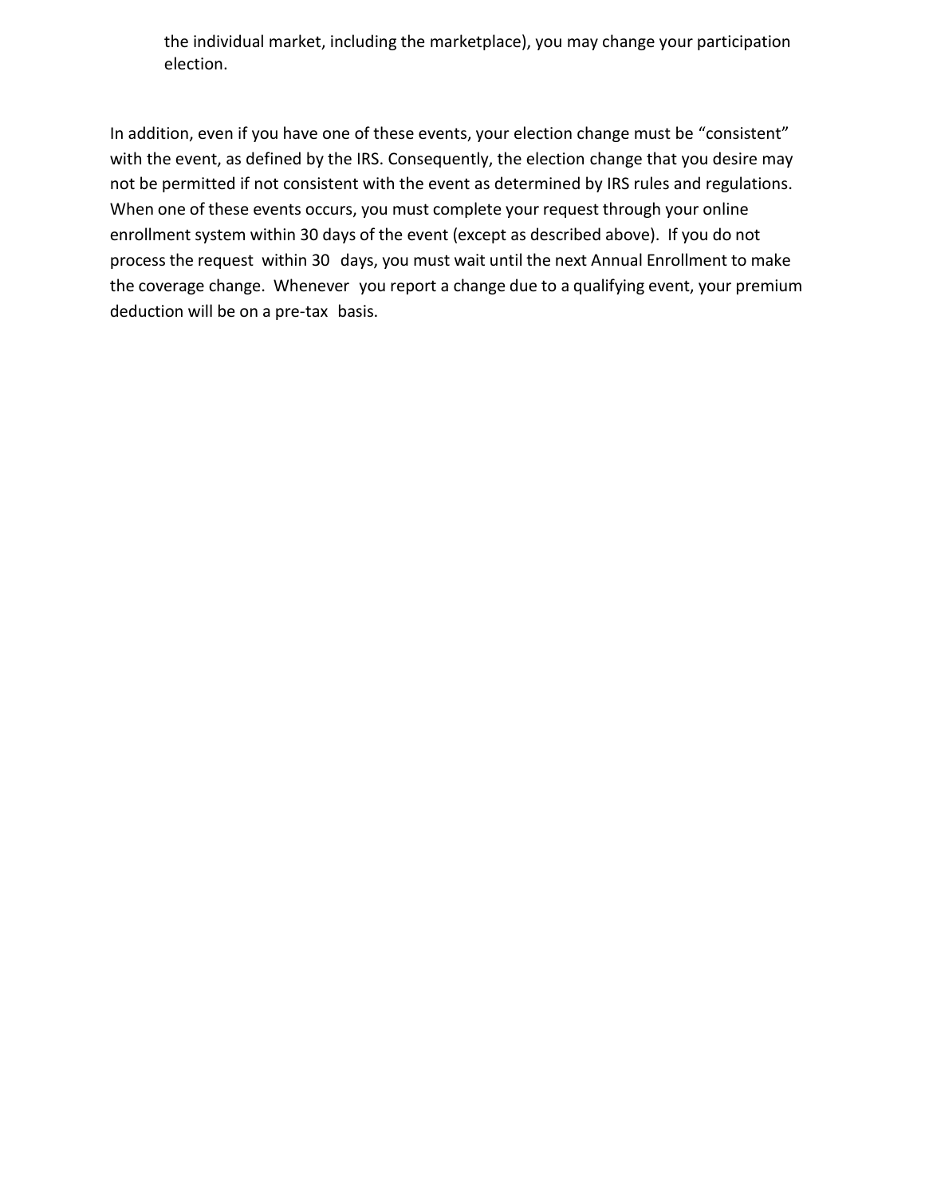the individual market, including the marketplace), you may change your participation election.

In addition, even if you have one of these events, your election change must be "consistent" with the event, as defined by the IRS. Consequently, the election change that you desire may not be permitted if not consistent with the event as determined by IRS rules and regulations. When one of these events occurs, you must complete your request through your online enrollment system within 30 days of the event (except as described above). If you do not process the request within 30 days, you must wait until the next Annual Enrollment to make the coverage change. Whenever you report a change due to a qualifying event, your premium deduction will be on a pre-tax basis.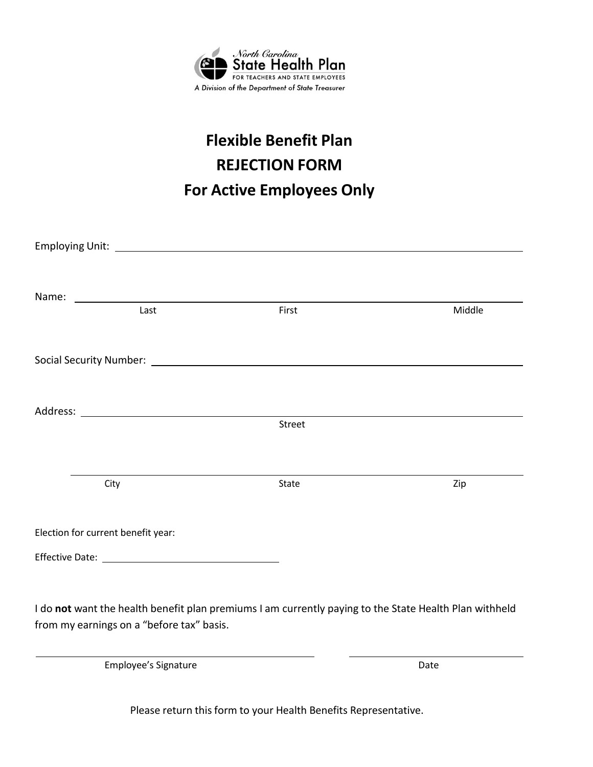North Carolina State Health Plan
FOR TEACHERS AND STATE EMPLOYEES
A Division of the Department of State Treasurer

# Flexible Benefit Plan
# REJECTION FORM
# For Active Employees Only

Employing Unit: ______________________________________________

Name: ______________________________________________
Last First Middle

Social Security Number: ______________________________________________

Address: ______________________________________________
Street

______________________________________________
City State Zip

Election for current benefit year:

Effective Date: ____________________

I do **not** want the health benefit plan premiums I am currently paying to the State Health Plan withheld from my earnings on a "before tax" basis.

______________________________ ____________________
Employee's Signature Date

Please return this form to your Health Benefits Representative.